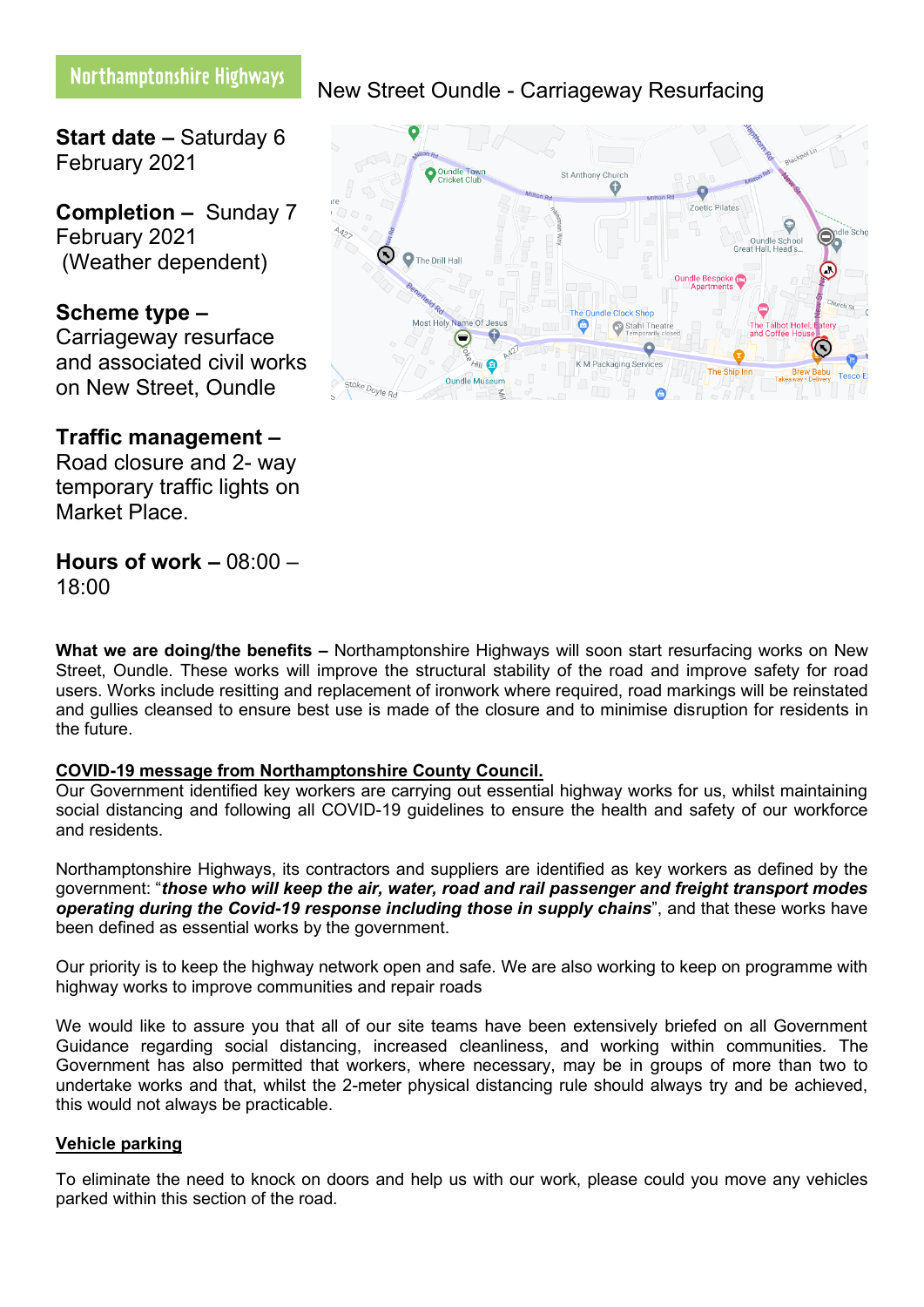Northamptonshire Highways

# New Street Oundle - Carriageway Resurfacing

**Start date –** Saturday 6 February 2021

**Completion –** Sunday 7 February 2021 (Weather dependent)

**Scheme type –** Carriageway resurface and associated civil works on New Street, Oundle

**Traffic management –** Road closure and 2- way temporary traffic lights on Market Place.

**Hours of work –** 08:00 – 18:00

**What we are doing/the benefits –** Northamptonshire Highways will soon start resurfacing works on New Street, Oundle. These works will improve the structural stability of the road and improve safety for road users. Works include resitting and replacement of ironwork where required, road markings will be reinstated and gullies cleansed to ensure best use is made of the closure and to minimise disruption for residents in the future.

**COVID-19 message from Northamptonshire County Council.**

Our Government identified key workers are carrying out essential highway works for us, whilst maintaining social distancing and following all COVID-19 guidelines to ensure the health and safety of our workforce and residents.

Northamptonshire Highways, its contractors and suppliers are identified as key workers as defined by the government: "***those who will keep the air, water, road and rail passenger and freight transport modes operating during the Covid-19 response including those in supply chains***", and that these works have been defined as essential works by the government.

Our priority is to keep the highway network open and safe. We are also working to keep on programme with highway works to improve communities and repair roads

We would like to assure you that all of our site teams have been extensively briefed on all Government Guidance regarding social distancing, increased cleanliness, and working within communities. The Government has also permitted that workers, where necessary, may be in groups of more than two to undertake works and that, whilst the 2-meter physical distancing rule should always try and be achieved, this would not always be practicable.

**Vehicle parking**

To eliminate the need to knock on doors and help us with our work, please could you move any vehicles parked within this section of the road.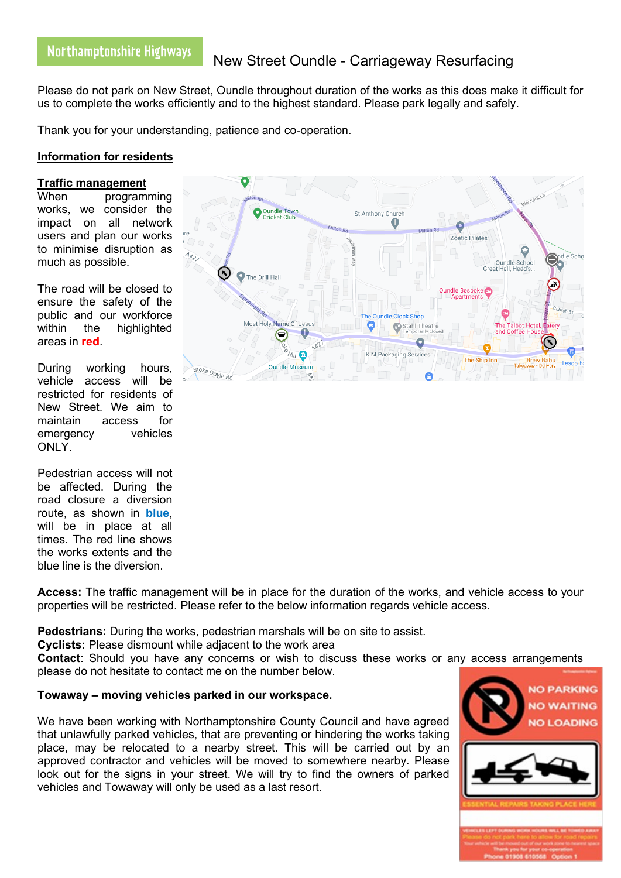Northamptonshire Highways

# New Street Oundle - Carriageway Resurfacing

Please do not park on New Street, Oundle throughout duration of the works as this does make it difficult for us to complete the works efficiently and to the highest standard. Please park legally and safely.

Thank you for your understanding, patience and co-operation.

## Information for residents

### Traffic management

When programming works, we consider the impact on all network users and plan our works to minimise disruption as much as possible.

The road will be closed to ensure the safety of the public and our workforce within the highlighted areas in red.

During working hours, vehicle access will be restricted for residents of New Street. We aim to maintain access for emergency vehicles ONLY.

Pedestrian access will not be affected. During the road closure a diversion route, as shown in **blue**, will be in place at all times. The red line shows the works extents and the blue line is the diversion.

**Access:** The traffic management will be in place for the duration of the works, and vehicle access to your properties will be restricted. Please refer to the below information regards vehicle access.

**Pedestrians:** During the works, pedestrian marshals will be on site to assist.
**Cyclists:** Please dismount while adjacent to the work area
**Contact**: Should you have any concerns or wish to discuss these works or any access arrangements please do not hesitate to contact me on the number below.

**Towaway – moving vehicles parked in our workspace.**

We have been working with Northamptonshire County Council and have agreed that unlawfully parked vehicles, that are preventing or hindering the works taking place, may be relocated to a nearby street. This will be carried out by an approved contractor and vehicles will be moved to somewhere nearby. Please look out for the signs in your street. We will try to find the owners of parked vehicles and Towaway will only be used as a last resort.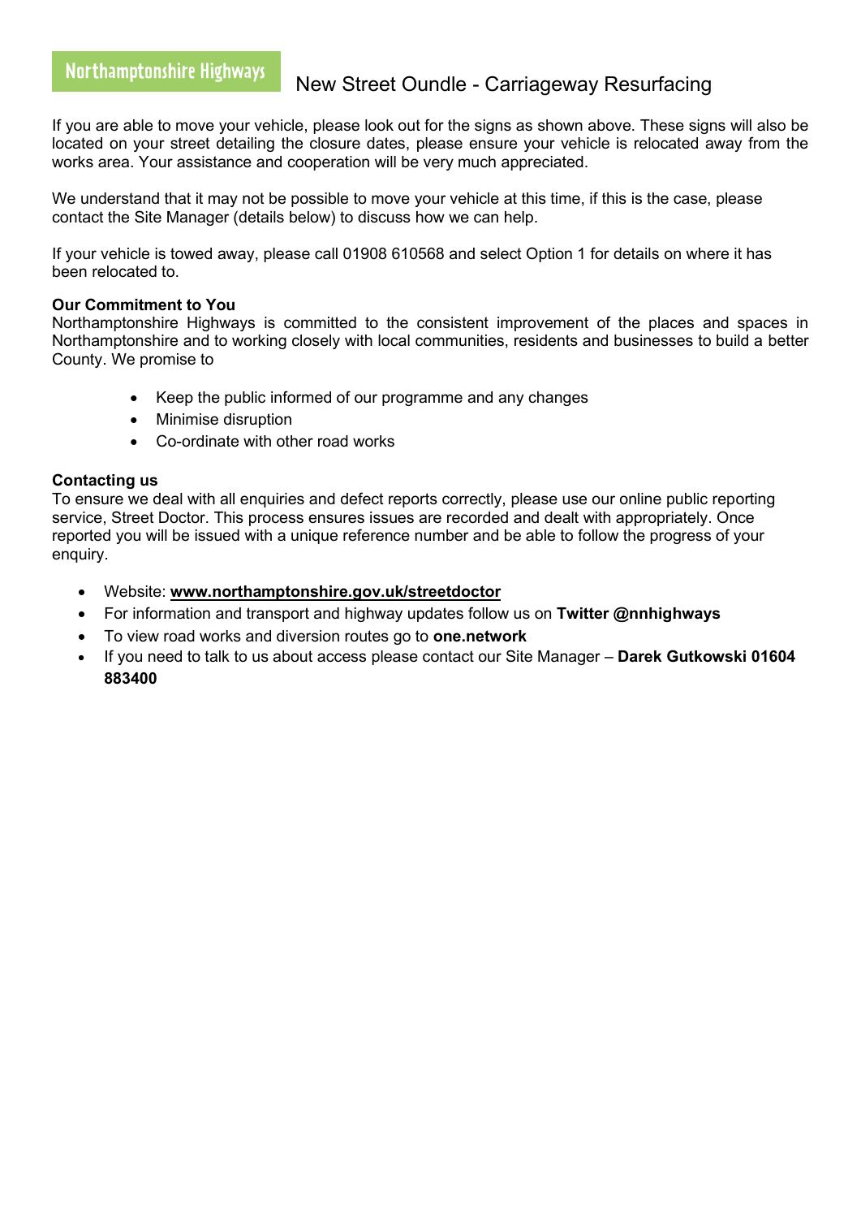Northamptonshire Highways

# New Street Oundle - Carriageway Resurfacing

If you are able to move your vehicle, please look out for the signs as shown above. These signs will also be located on your street detailing the closure dates, please ensure your vehicle is relocated away from the works area. Your assistance and cooperation will be very much appreciated.

We understand that it may not be possible to move your vehicle at this time, if this is the case, please contact the Site Manager (details below) to discuss how we can help.

If your vehicle is towed away, please call 01908 610568 and select Option 1 for details on where it has been relocated to.

**Our Commitment to You**
Northamptonshire Highways is committed to the consistent improvement of the places and spaces in Northamptonshire and to working closely with local communities, residents and businesses to build a better County. We promise to

- Keep the public informed of our programme and any changes
- Minimise disruption
- Co-ordinate with other road works

**Contacting us**
To ensure we deal with all enquiries and defect reports correctly, please use our online public reporting service, Street Doctor. This process ensures issues are recorded and dealt with appropriately. Once reported you will be issued with a unique reference number and be able to follow the progress of your enquiry.

- Website: **www.northamptonshire.gov.uk/streetdoctor**
- For information and transport and highway updates follow us on **Twitter @nnhighways**
- To view road works and diversion routes go to **one.network**
- If you need to talk to us about access please contact our Site Manager – **Darek Gutkowski 01604 883400**